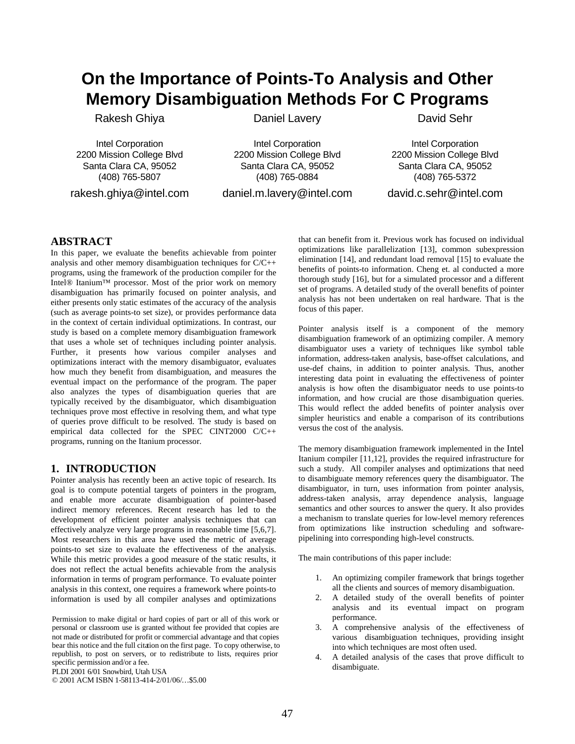# On the Importance of Points-To Analysis and Other Memory Disambiguation Methods For C Programs

Rakesh Ghiya
Intel Corporation
2200 Mission College Blvd
Santa Clara CA, 95052
(408) 765-5807
rakesh.ghiya@intel.com

Daniel Lavery
Intel Corporation
2200 Mission College Blvd
Santa Clara CA, 95052
(408) 765-0884
daniel.m.lavery@intel.com

David Sehr
Intel Corporation
2200 Mission College Blvd
Santa Clara CA, 95052
(408) 765-5372
david.c.sehr@intel.com

## ABSTRACT

In this paper, we evaluate the benefits achievable from pointer analysis and other memory disambiguation techniques for C/C++ programs, using the framework of the production compiler for the Intel® Itanium™ processor. Most of the prior work on memory disambiguation has primarily focused on pointer analysis, and either presents only static estimates of the accuracy of the analysis (such as average points-to set size), or provides performance data in the context of certain individual optimizations. In contrast, our study is based on a complete memory disambiguation framework that uses a whole set of techniques including pointer analysis. Further, it presents how various compiler analyses and optimizations interact with the memory disambiguator, evaluates how much they benefit from disambiguation, and measures the eventual impact on the performance of the program. The paper also analyzes the types of disambiguation queries that are typically received by the disambiguator, which disambiguation techniques prove most effective in resolving them, and what type of queries prove difficult to be resolved. The study is based on empirical data collected for the SPEC CINT2000 C/C++ programs, running on the Itanium processor.

## 1. INTRODUCTION

Pointer analysis has recently been an active topic of research. Its goal is to compute potential targets of pointers in the program, and enable more accurate disambiguation of pointer-based indirect memory references. Recent research has led to the development of efficient pointer analysis techniques that can effectively analyze very large programs in reasonable time [5,6,7]. Most researchers in this area have used the metric of average points-to set size to evaluate the effectiveness of the analysis. While this metric provides a good measure of the static results, it does not reflect the actual benefits achievable from the analysis information in terms of program performance. To evaluate pointer analysis in this context, one requires a framework where points-to information is used by all compiler analyses and optimizations that can benefit from it. Previous work has focused on individual optimizations like parallelization [13], common subexpression elimination [14], and redundant load removal [15] to evaluate the benefits of points-to information. Cheng et. al conducted a more thorough study [16], but for a simulated processor and a different set of programs. A detailed study of the overall benefits of pointer analysis has not been undertaken on real hardware. That is the focus of this paper.

Pointer analysis itself is a component of the memory disambiguation framework of an optimizing compiler. A memory disambiguator uses a variety of techniques like symbol table information, address-taken analysis, base-offset calculations, and use-def chains, in addition to pointer analysis. Thus, another interesting data point in evaluating the effectiveness of pointer analysis is how often the disambiguator needs to use points-to information, and how crucial are those disambiguation queries. This would reflect the added benefits of pointer analysis over simpler heuristics and enable a comparison of its contributions versus the cost of the analysis.

The memory disambiguation framework implemented in the Intel Itanium compiler [11,12], provides the required infrastructure for such a study. All compiler analyses and optimizations that need to disambiguate memory references query the disambiguator. The disambiguator, in turn, uses information from pointer analysis, address-taken analysis, array dependence analysis, language semantics and other sources to answer the query. It also provides a mechanism to translate queries for low-level memory references from optimizations like instruction scheduling and software-pipelining into corresponding high-level constructs.

The main contributions of this paper include:

1. An optimizing compiler framework that brings together all the clients and sources of memory disambiguation.
2. A detailed study of the overall benefits of pointer analysis and its eventual impact on program performance.
3. A comprehensive analysis of the effectiveness of various disambiguation techniques, providing insight into which techniques are most often used.
4. A detailed analysis of the cases that prove difficult to disambiguate.

Permission to make digital or hard copies of part or all of this work or personal or classroom use is granted without fee provided that copies are not made or distributed for profit or commercial advantage and that copies bear this notice and the full citation on the first page. To copy otherwise, to republish, to post on servers, or to redistribute to lists, requires prior specific permission and/or a fee.
PLDI 2001 6/01 Snowbird, Utah USA
© 2001 ACM ISBN 1-58113-414-2/01/06/…$5.00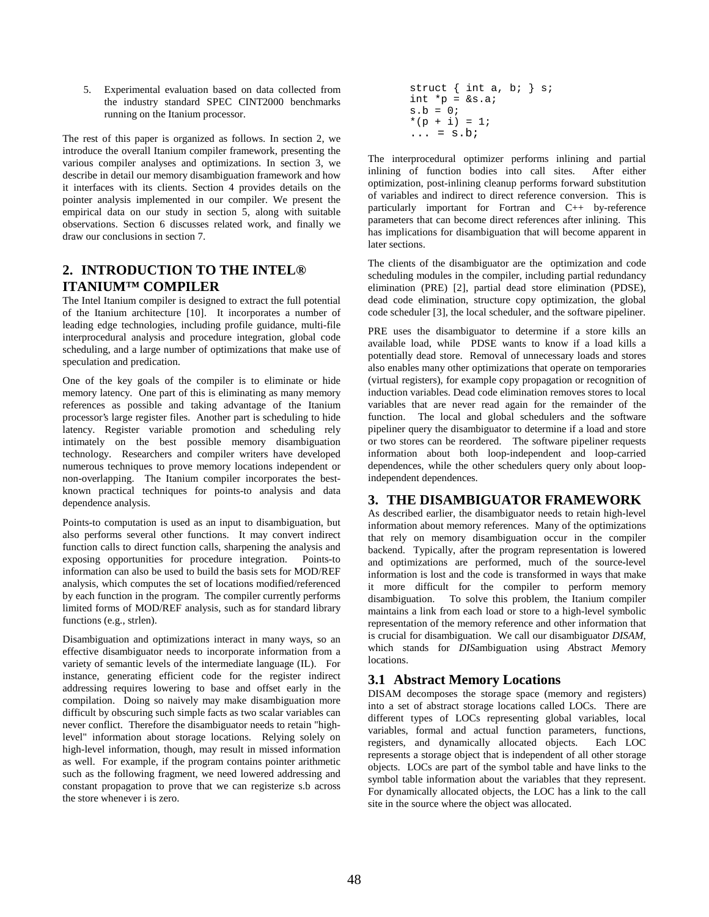5. Experimental evaluation based on data collected from the industry standard SPEC CINT2000 benchmarks running on the Itanium processor.

The rest of this paper is organized as follows. In section 2, we introduce the overall Itanium compiler framework, presenting the various compiler analyses and optimizations. In section 3, we describe in detail our memory disambiguation framework and how it interfaces with its clients. Section 4 provides details on the pointer analysis implemented in our compiler. We present the empirical data on our study in section 5, along with suitable observations. Section 6 discusses related work, and finally we draw our conclusions in section 7.

## 2. INTRODUCTION TO THE INTEL® ITANIUM™ COMPILER

The Intel Itanium compiler is designed to extract the full potential of the Itanium architecture [10]. It incorporates a number of leading edge technologies, including profile guidance, multi-file interprocedural analysis and procedure integration, global code scheduling, and a large number of optimizations that make use of speculation and predication.

One of the key goals of the compiler is to eliminate or hide memory latency. One part of this is eliminating as many memory references as possible and taking advantage of the Itanium processor's large register files. Another part is scheduling to hide latency. Register variable promotion and scheduling rely intimately on the best possible memory disambiguation technology. Researchers and compiler writers have developed numerous techniques to prove memory locations independent or non-overlapping. The Itanium compiler incorporates the best-known practical techniques for points-to analysis and data dependence analysis.

Points-to computation is used as an input to disambiguation, but also performs several other functions. It may convert indirect function calls to direct function calls, sharpening the analysis and exposing opportunities for procedure integration. Points-to information can also be used to build the basis sets for MOD/REF analysis, which computes the set of locations modified/referenced by each function in the program. The compiler currently performs limited forms of MOD/REF analysis, such as for standard library functions (e.g., strlen).

Disambiguation and optimizations interact in many ways, so an effective disambiguator needs to incorporate information from a variety of semantic levels of the intermediate language (IL). For instance, generating efficient code for the register indirect addressing requires lowering to base and offset early in the compilation. Doing so naively may make disambiguation more difficult by obscuring such simple facts as two scalar variables can never conflict. Therefore the disambiguator needs to retain "high-level" information about storage locations. Relying solely on high-level information, though, may result in missed information as well. For example, if the program contains pointer arithmetic such as the following fragment, we need lowered addressing and constant propagation to prove that we can registerize s.b across the store whenever i is zero.

```
struct { int a, b; } s;
int *p = &s.a;
s.b = 0;
*(p + i) = 1;
... = s.b;
```

The interprocedural optimizer performs inlining and partial inlining of function bodies into call sites. After either optimization, post-inlining cleanup performs forward substitution of variables and indirect to direct reference conversion. This is particularly important for Fortran and C++ by-reference parameters that can become direct references after inlining. This has implications for disambiguation that will become apparent in later sections.

The clients of the disambiguator are the optimization and code scheduling modules in the compiler, including partial redundancy elimination (PRE) [2], partial dead store elimination (PDSE), dead code elimination, structure copy optimization, the global code scheduler [3], the local scheduler, and the software pipeliner.

PRE uses the disambiguator to determine if a store kills an available load, while PDSE wants to know if a load kills a potentially dead store. Removal of unnecessary loads and stores also enables many other optimizations that operate on temporaries (virtual registers), for example copy propagation or recognition of induction variables. Dead code elimination removes stores to local variables that are never read again for the remainder of the function. The local and global schedulers and the software pipeliner query the disambiguator to determine if a load and store or two stores can be reordered. The software pipeliner requests information about both loop-independent and loop-carried dependences, while the other schedulers query only about loop-independent dependences.

## 3. THE DISAMBIGUATOR FRAMEWORK

As described earlier, the disambiguator needs to retain high-level information about memory references. Many of the optimizations that rely on memory disambiguation occur in the compiler backend. Typically, after the program representation is lowered and optimizations are performed, much of the source-level information is lost and the code is transformed in ways that make it more difficult for the compiler to perform memory disambiguation. To solve this problem, the Itanium compiler maintains a link from each load or store to a high-level symbolic representation of the memory reference and other information that is crucial for disambiguation. We call our disambiguator *DISAM*, which stands for *DIS*ambiguation using *A*bstract *M*emory locations.

### 3.1 Abstract Memory Locations

DISAM decomposes the storage space (memory and registers) into a set of abstract storage locations called LOCs. There are different types of LOCs representing global variables, local variables, formal and actual function parameters, functions, registers, and dynamically allocated objects. Each LOC represents a storage object that is independent of all other storage objects. LOCs are part of the symbol table and have links to the symbol table information about the variables that they represent. For dynamically allocated objects, the LOC has a link to the call site in the source where the object was allocated.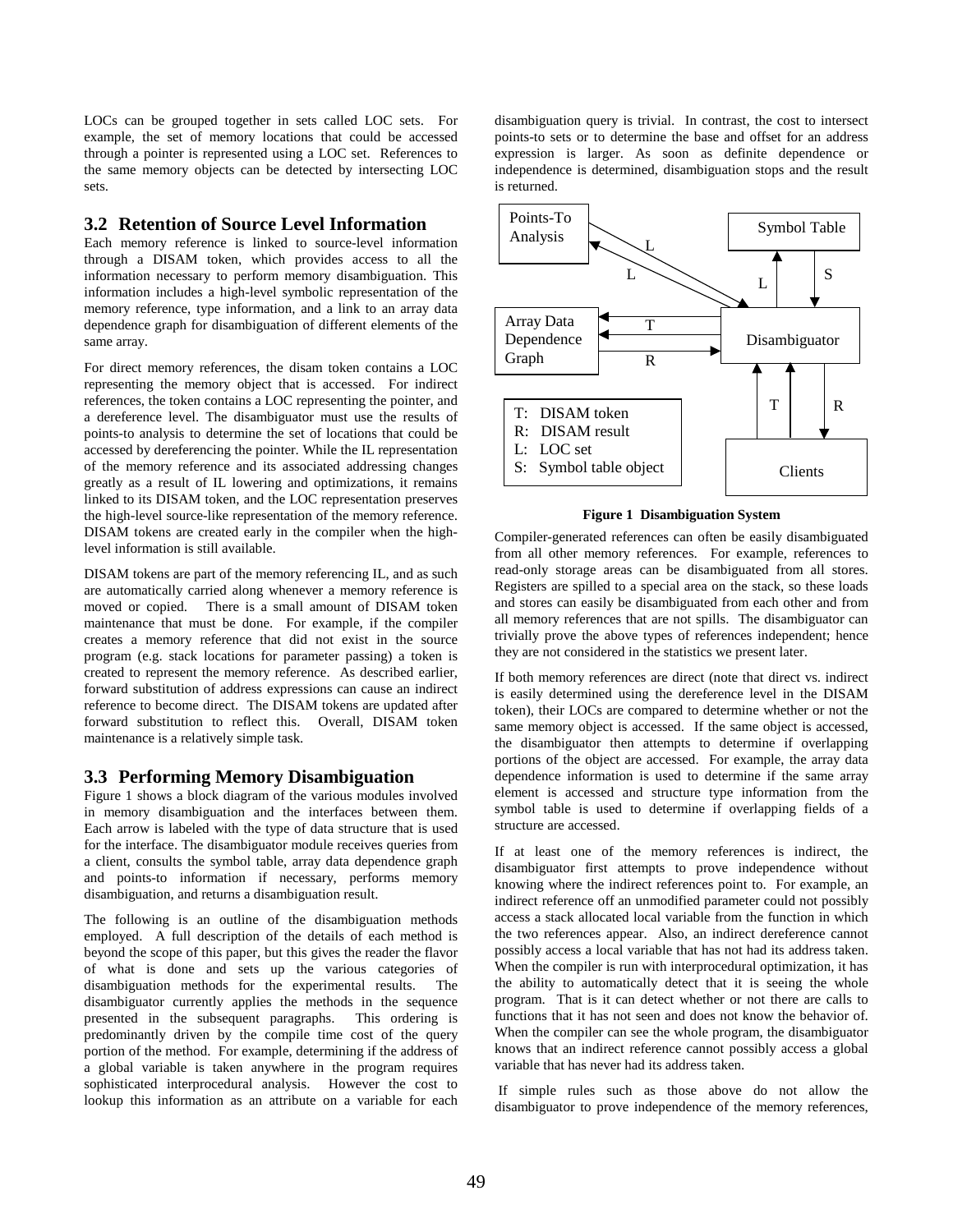LOCs can be grouped together in sets called LOC sets. For example, the set of memory locations that could be accessed through a pointer is represented using a LOC set. References to the same memory objects can be detected by intersecting LOC sets.

## 3.2 Retention of Source Level Information

Each memory reference is linked to source-level information through a DISAM token, which provides access to all the information necessary to perform memory disambiguation. This information includes a high-level symbolic representation of the memory reference, type information, and a link to an array data dependence graph for disambiguation of different elements of the same array.

For direct memory references, the disam token contains a LOC representing the memory object that is accessed. For indirect references, the token contains a LOC representing the pointer, and a dereference level. The disambiguator must use the results of points-to analysis to determine the set of locations that could be accessed by dereferencing the pointer. While the IL representation of the memory reference and its associated addressing changes greatly as a result of IL lowering and optimizations, it remains linked to its DISAM token, and the LOC representation preserves the high-level source-like representation of the memory reference. DISAM tokens are created early in the compiler when the high-level information is still available.

DISAM tokens are part of the memory referencing IL, and as such are automatically carried along whenever a memory reference is moved or copied. There is a small amount of DISAM token maintenance that must be done. For example, if the compiler creates a memory reference that did not exist in the source program (e.g. stack locations for parameter passing) a token is created to represent the memory reference. As described earlier, forward substitution of address expressions can cause an indirect reference to become direct. The DISAM tokens are updated after forward substitution to reflect this. Overall, DISAM token maintenance is a relatively simple task.

## 3.3 Performing Memory Disambiguation

Figure 1 shows a block diagram of the various modules involved in memory disambiguation and the interfaces between them. Each arrow is labeled with the type of data structure that is used for the interface. The disambiguator module receives queries from a client, consults the symbol table, array data dependence graph and points-to information if necessary, performs memory disambiguation, and returns a disambiguation result.

The following is an outline of the disambiguation methods employed. A full description of the details of each method is beyond the scope of this paper, but this gives the reader the flavor of what is done and sets up the various categories of disambiguation methods for the experimental results. The disambiguator currently applies the methods in the sequence presented in the subsequent paragraphs. This ordering is predominantly driven by the compile time cost of the query portion of the method. For example, determining if the address of a global variable is taken anywhere in the program requires sophisticated interprocedural analysis. However the cost to lookup this information as an attribute on a variable for each disambiguation query is trivial. In contrast, the cost to intersect points-to sets or to determine the base and offset for an address expression is larger. As soon as definite dependence or independence is determined, disambiguation stops and the result is returned.

**Figure 1 Disambiguation System**

Compiler-generated references can often be easily disambiguated from all other memory references. For example, references to read-only storage areas can be disambiguated from all stores. Registers are spilled to a special area on the stack, so these loads and stores can easily be disambiguated from each other and from all memory references that are not spills. The disambiguator can trivially prove the above types of references independent; hence they are not considered in the statistics we present later.

If both memory references are direct (note that direct vs. indirect is easily determined using the dereference level in the DISAM token), their LOCs are compared to determine whether or not the same memory object is accessed. If the same object is accessed, the disambiguator then attempts to determine if overlapping portions of the object are accessed. For example, the array data dependence information is used to determine if the same array element is accessed and structure type information from the symbol table is used to determine if overlapping fields of a structure are accessed.

If at least one of the memory references is indirect, the disambiguator first attempts to prove independence without knowing where the indirect references point to. For example, an indirect reference off an unmodified parameter could not possibly access a stack allocated local variable from the function in which the two references appear. Also, an indirect dereference cannot possibly access a local variable that has not had its address taken. When the compiler is run with interprocedural optimization, it has the ability to automatically detect that it is seeing the whole program. That is it can detect whether or not there are calls to functions that it has not seen and does not know the behavior of. When the compiler can see the whole program, the disambiguator knows that an indirect reference cannot possibly access a global variable that has never had its address taken.

If simple rules such as those above do not allow the disambiguator to prove independence of the memory references,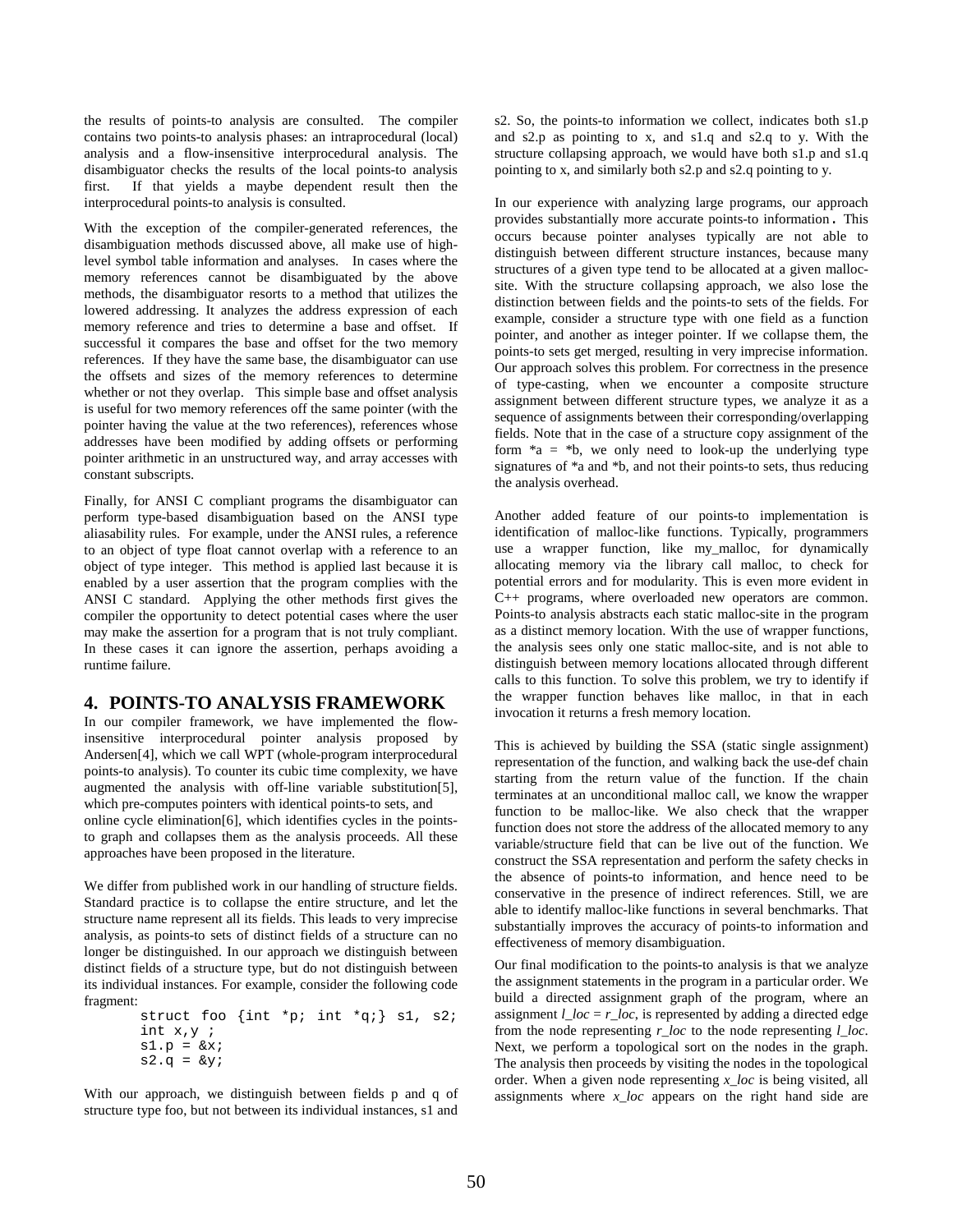the results of points-to analysis are consulted. The compiler contains two points-to analysis phases: an intraprocedural (local) analysis and a flow-insensitive interprocedural analysis. The disambiguator checks the results of the local points-to analysis first. If that yields a maybe dependent result then the interprocedural points-to analysis is consulted.

With the exception of the compiler-generated references, the disambiguation methods discussed above, all make use of high-level symbol table information and analyses. In cases where the memory references cannot be disambiguated by the above methods, the disambiguator resorts to a method that utilizes the lowered addressing. It analyzes the address expression of each memory reference and tries to determine a base and offset. If successful it compares the base and offset for the two memory references. If they have the same base, the disambiguator can use the offsets and sizes of the memory references to determine whether or not they overlap. This simple base and offset analysis is useful for two memory references off the same pointer (with the pointer having the value at the two references), references whose addresses have been modified by adding offsets or performing pointer arithmetic in an unstructured way, and array accesses with constant subscripts.

Finally, for ANSI C compliant programs the disambiguator can perform type-based disambiguation based on the ANSI type aliasability rules. For example, under the ANSI rules, a reference to an object of type float cannot overlap with a reference to an object of type integer. This method is applied last because it is enabled by a user assertion that the program complies with the ANSI C standard. Applying the other methods first gives the compiler the opportunity to detect potential cases where the user may make the assertion for a program that is not truly compliant. In these cases it can ignore the assertion, perhaps avoiding a runtime failure.

## 4. POINTS-TO ANALYSIS FRAMEWORK

In our compiler framework, we have implemented the flow-insensitive interprocedural pointer analysis proposed by Andersen[4], which we call WPT (whole-program interprocedural points-to analysis). To counter its cubic time complexity, we have augmented the analysis with off-line variable substitution[5], which pre-computes pointers with identical points-to sets, and online cycle elimination[6], which identifies cycles in the points-to graph and collapses them as the analysis proceeds. All these approaches have been proposed in the literature.

We differ from published work in our handling of structure fields. Standard practice is to collapse the entire structure, and let the structure name represent all its fields. This leads to very imprecise analysis, as points-to sets of distinct fields of a structure can no longer be distinguished. In our approach we distinguish between distinct fields of a structure type, but do not distinguish between its individual instances. For example, consider the following code fragment:

```
struct foo {int *p; int *q;} s1, s2;
int x,y ;
s1.p = &x;
s2.q = &y;
```

With our approach, we distinguish between fields p and q of structure type foo, but not between its individual instances, s1 and s2. So, the points-to information we collect, indicates both s1.p and s2.p as pointing to x, and s1.q and s2.q to y. With the structure collapsing approach, we would have both s1.p and s1.q pointing to x, and similarly both s2.p and s2.q pointing to y.

In our experience with analyzing large programs, our approach provides substantially more accurate points-to information. This occurs because pointer analyses typically are not able to distinguish between different structure instances, because many structures of a given type tend to be allocated at a given malloc-site. With the structure collapsing approach, we also lose the distinction between fields and the points-to sets of the fields. For example, consider a structure type with one field as a function pointer, and another as integer pointer. If we collapse them, the points-to sets get merged, resulting in very imprecise information. Our approach solves this problem. For correctness in the presence of type-casting, when we encounter a composite structure assignment between different structure types, we analyze it as a sequence of assignments between their corresponding/overlapping fields. Note that in the case of a structure copy assignment of the form *a = *b, we only need to look-up the underlying type signatures of *a and *b, and not their points-to sets, thus reducing the analysis overhead.

Another added feature of our points-to implementation is identification of malloc-like functions. Typically, programmers use a wrapper function, like my_malloc, for dynamically allocating memory via the library call malloc, to check for potential errors and for modularity. This is even more evident in C++ programs, where overloaded new operators are common. Points-to analysis abstracts each static malloc-site in the program as a distinct memory location. With the use of wrapper functions, the analysis sees only one static malloc-site, and is not able to distinguish between memory locations allocated through different calls to this function. To solve this problem, we try to identify if the wrapper function behaves like malloc, in that in each invocation it returns a fresh memory location.

This is achieved by building the SSA (static single assignment) representation of the function, and walking back the use-def chain starting from the return value of the function. If the chain terminates at an unconditional malloc call, we know the wrapper function to be malloc-like. We also check that the wrapper function does not store the address of the allocated memory to any variable/structure field that can be live out of the function. We construct the SSA representation and perform the safety checks in the absence of points-to information, and hence need to be conservative in the presence of indirect references. Still, we are able to identify malloc-like functions in several benchmarks. That substantially improves the accuracy of points-to information and effectiveness of memory disambiguation.

Our final modification to the points-to analysis is that we analyze the assignment statements in the program in a particular order. We build a directed assignment graph of the program, where an assignment *l_loc* = *r_loc*, is represented by adding a directed edge from the node representing *r_loc* to the node representing *l_loc*. Next, we perform a topological sort on the nodes in the graph. The analysis then proceeds by visiting the nodes in the topological order. When a given node representing *x_loc* is being visited, all assignments where *x_loc* appears on the right hand side are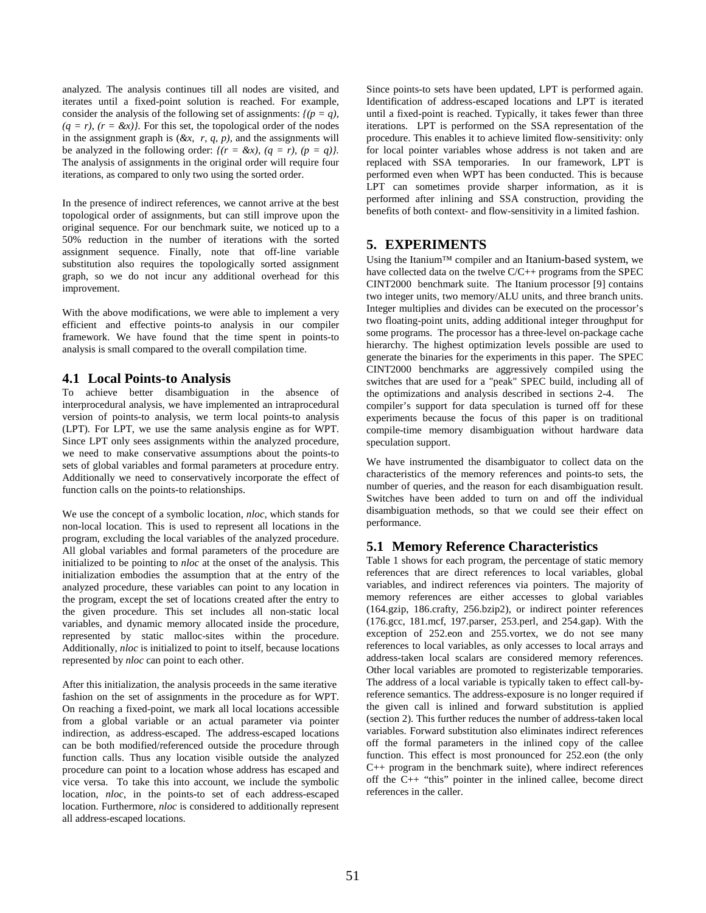analyzed. The analysis continues till all nodes are visited, and iterates until a fixed-point solution is reached. For example, consider the analysis of the following set of assignments: *{(p = q), (q = r), (r = &x)}*. For this set, the topological order of the nodes in the assignment graph is (*&x, r, q, p*), and the assignments will be analyzed in the following order: *{(r = &x), (q = r), (p = q)}*. The analysis of assignments in the original order will require four iterations, as compared to only two using the sorted order.

In the presence of indirect references, we cannot arrive at the best topological order of assignments, but can still improve upon the original sequence. For our benchmark suite, we noticed up to a 50% reduction in the number of iterations with the sorted assignment sequence. Finally, note that off-line variable substitution also requires the topologically sorted assignment graph, so we do not incur any additional overhead for this improvement.

With the above modifications, we were able to implement a very efficient and effective points-to analysis in our compiler framework. We have found that the time spent in points-to analysis is small compared to the overall compilation time.

## 4.1 Local Points-to Analysis

To achieve better disambiguation in the absence of interprocedural analysis, we have implemented an intraprocedural version of points-to analysis, we term local points-to analysis (LPT). For LPT, we use the same analysis engine as for WPT. Since LPT only sees assignments within the analyzed procedure, we need to make conservative assumptions about the points-to sets of global variables and formal parameters at procedure entry. Additionally we need to conservatively incorporate the effect of function calls on the points-to relationships.

We use the concept of a symbolic location, *nloc*, which stands for non-local location. This is used to represent all locations in the program, excluding the local variables of the analyzed procedure. All global variables and formal parameters of the procedure are initialized to be pointing to *nloc* at the onset of the analysis. This initialization embodies the assumption that at the entry of the analyzed procedure, these variables can point to any location in the program, except the set of locations created after the entry to the given procedure. This set includes all non-static local variables, and dynamic memory allocated inside the procedure, represented by static malloc-sites within the procedure. Additionally, *nloc* is initialized to point to itself, because locations represented by *nloc* can point to each other.

After this initialization, the analysis proceeds in the same iterative fashion on the set of assignments in the procedure as for WPT. On reaching a fixed-point, we mark all local locations accessible from a global variable or an actual parameter via pointer indirection, as address-escaped. The address-escaped locations can be both modified/referenced outside the procedure through function calls. Thus any location visible outside the analyzed procedure can point to a location whose address has escaped and vice versa. To take this into account, we include the symbolic location, *nloc*, in the points-to set of each address-escaped location. Furthermore, *nloc* is considered to additionally represent all address-escaped locations.

Since points-to sets have been updated, LPT is performed again. Identification of address-escaped locations and LPT is iterated until a fixed-point is reached. Typically, it takes fewer than three iterations. LPT is performed on the SSA representation of the procedure. This enables it to achieve limited flow-sensitivity: only for local pointer variables whose address is not taken and are replaced with SSA temporaries. In our framework, LPT is performed even when WPT has been conducted. This is because LPT can sometimes provide sharper information, as it is performed after inlining and SSA construction, providing the benefits of both context- and flow-sensitivity in a limited fashion.

# 5. EXPERIMENTS

Using the Itanium™ compiler and an Itanium-based system, we have collected data on the twelve C/C++ programs from the SPEC CINT2000 benchmark suite. The Itanium processor [9] contains two integer units, two memory/ALU units, and three branch units. Integer multiplies and divides can be executed on the processor's two floating-point units, adding additional integer throughput for some programs. The processor has a three-level on-package cache hierarchy. The highest optimization levels possible are used to generate the binaries for the experiments in this paper. The SPEC CINT2000 benchmarks are aggressively compiled using the switches that are used for a "peak" SPEC build, including all of the optimizations and analysis described in sections 2-4. The compiler's support for data speculation is turned off for these experiments because the focus of this paper is on traditional compile-time memory disambiguation without hardware data speculation support.

We have instrumented the disambiguator to collect data on the characteristics of the memory references and points-to sets, the number of queries, and the reason for each disambiguation result. Switches have been added to turn on and off the individual disambiguation methods, so that we could see their effect on performance.

## 5.1 Memory Reference Characteristics

Table 1 shows for each program, the percentage of static memory references that are direct references to local variables, global variables, and indirect references via pointers. The majority of memory references are either accesses to global variables (164.gzip, 186.crafty, 256.bzip2), or indirect pointer references (176.gcc, 181.mcf, 197.parser, 253.perl, and 254.gap). With the exception of 252.eon and 255.vortex, we do not see many references to local variables, as only accesses to local arrays and address-taken local scalars are considered memory references. Other local variables are promoted to registerizable temporaries. The address of a local variable is typically taken to effect call-by-reference semantics. The address-exposure is no longer required if the given call is inlined and forward substitution is applied (section 2). This further reduces the number of address-taken local variables. Forward substitution also eliminates indirect references off the formal parameters in the inlined copy of the callee function. This effect is most pronounced for 252.eon (the only C++ program in the benchmark suite), where indirect references off the C++ "this" pointer in the inlined callee, become direct references in the caller.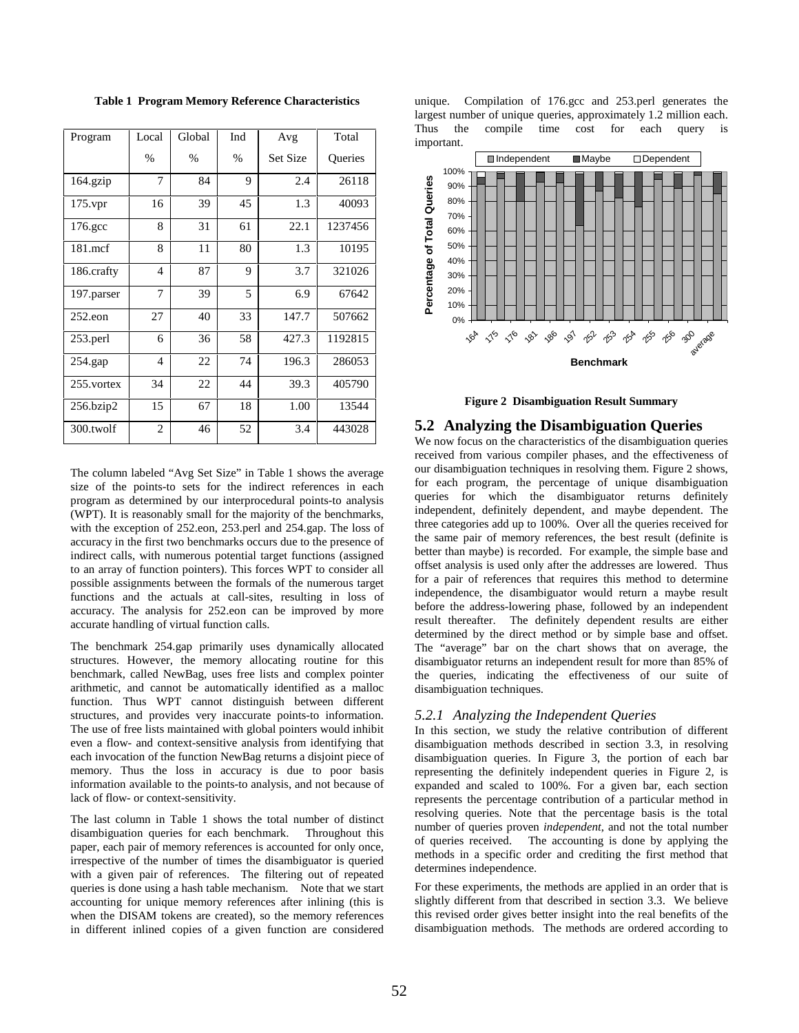**Table 1 Program Memory Reference Characteristics**

| Program | Local % | Global % | Ind % | Avg Set Size | Total Queries |
|---|---|---|---|---|---|
| 164.gzip | 7 | 84 | 9 | 2.4 | 26118 |
| 175.vpr | 16 | 39 | 45 | 1.3 | 40093 |
| 176.gcc | 8 | 31 | 61 | 22.1 | 1237456 |
| 181.mcf | 8 | 11 | 80 | 1.3 | 10195 |
| 186.crafty | 4 | 87 | 9 | 3.7 | 321026 |
| 197.parser | 7 | 39 | 5 | 6.9 | 67642 |
| 252.eon | 27 | 40 | 33 | 147.7 | 507662 |
| 253.perl | 6 | 36 | 58 | 427.3 | 1192815 |
| 254.gap | 4 | 22 | 74 | 196.3 | 286053 |
| 255.vortex | 34 | 22 | 44 | 39.3 | 405790 |
| 256.bzip2 | 15 | 67 | 18 | 1.00 | 13544 |
| 300.twolf | 2 | 46 | 52 | 3.4 | 443028 |

The column labeled "Avg Set Size" in Table 1 shows the average size of the points-to sets for the indirect references in each program as determined by our interprocedural points-to analysis (WPT). It is reasonably small for the majority of the benchmarks, with the exception of 252.eon, 253.perl and 254.gap. The loss of accuracy in the first two benchmarks occurs due to the presence of indirect calls, with numerous potential target functions (assigned to an array of function pointers). This forces WPT to consider all possible assignments between the formals of the numerous target functions and the actuals at call-sites, resulting in loss of accuracy. The analysis for 252.eon can be improved by more accurate handling of virtual function calls.

The benchmark 254.gap primarily uses dynamically allocated structures. However, the memory allocating routine for this benchmark, called NewBag, uses free lists and complex pointer arithmetic, and cannot be automatically identified as a malloc function. Thus WPT cannot distinguish between different structures, and provides very inaccurate points-to information. The use of free lists maintained with global pointers would inhibit even a flow- and context-sensitive analysis from identifying that each invocation of the function NewBag returns a disjoint piece of memory. Thus the loss in accuracy is due to poor basis information available to the points-to analysis, and not because of lack of flow- or context-sensitivity.

The last column in Table 1 shows the total number of distinct disambiguation queries for each benchmark. Throughout this paper, each pair of memory references is accounted for only once, irrespective of the number of times the disambiguator is queried with a given pair of references. The filtering out of repeated queries is done using a hash table mechanism. Note that we start accounting for unique memory references after inlining (this is when the DISAM tokens are created), so the memory references in different inlined copies of a given function are considered unique. Compilation of 176.gcc and 253.perl generates the largest number of unique queries, approximately 1.2 million each. Thus the compile time cost for each query is important.

**Figure 2 Disambiguation Result Summary**

## 5.2 Analyzing the Disambiguation Queries

We now focus on the characteristics of the disambiguation queries received from various compiler phases, and the effectiveness of our disambiguation techniques in resolving them. Figure 2 shows, for each program, the percentage of unique disambiguation queries for which the disambiguator returns definitely independent, definitely dependent, and maybe dependent. The three categories add up to 100%. Over all the queries received for the same pair of memory references, the best result (definite is better than maybe) is recorded. For example, the simple base and offset analysis is used only after the addresses are lowered. Thus for a pair of references that requires this method to determine independence, the disambiguator would return a maybe result before the address-lowering phase, followed by an independent result thereafter. The definitely dependent results are either determined by the direct method or by simple base and offset. The "average" bar on the chart shows that on average, the disambiguator returns an independent result for more than 85% of the queries, indicating the effectiveness of our suite of disambiguation techniques.

### *5.2.1 Analyzing the Independent Queries*

In this section, we study the relative contribution of different disambiguation methods described in section 3.3, in resolving disambiguation queries. In Figure 3, the portion of each bar representing the definitely independent queries in Figure 2, is expanded and scaled to 100%. For a given bar, each section represents the percentage contribution of a particular method in resolving queries. Note that the percentage basis is the total number of queries proven *independent*, and not the total number of queries received. The accounting is done by applying the methods in a specific order and crediting the first method that determines independence.

For these experiments, the methods are applied in an order that is slightly different from that described in section 3.3. We believe this revised order gives better insight into the real benefits of the disambiguation methods. The methods are ordered according to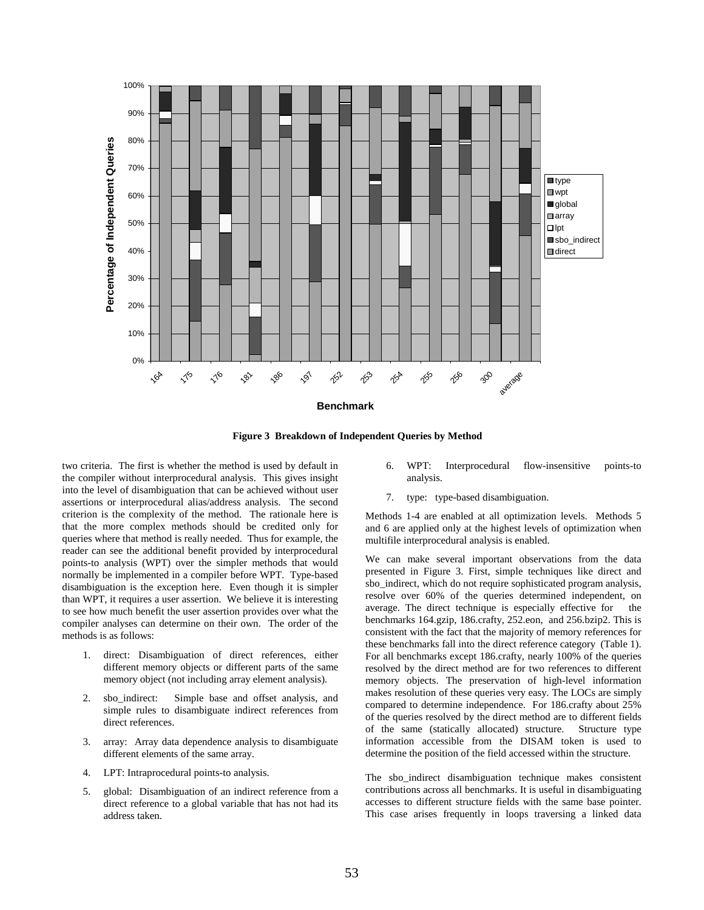Figure 3 Breakdown of Independent Queries by Method

two criteria. The first is whether the method is used by default in the compiler without interprocedural analysis. This gives insight into the level of disambiguation that can be achieved without user assertions or interprocedural alias/address analysis. The second criterion is the complexity of the method. The rationale here is that the more complex methods should be credited only for queries where that method is really needed. Thus for example, the reader can see the additional benefit provided by interprocedural points-to analysis (WPT) over the simpler methods that would normally be implemented in a compiler before WPT. Type-based disambiguation is the exception here. Even though it is simpler than WPT, it requires a user assertion. We believe it is interesting to see how much benefit the user assertion provides over what the compiler analyses can determine on their own. The order of the methods is as follows:

1. direct: Disambiguation of direct references, either different memory objects or different parts of the same memory object (not including array element analysis).
2. sbo_indirect: Simple base and offset analysis, and simple rules to disambiguate indirect references from direct references.
3. array: Array data dependence analysis to disambiguate different elements of the same array.
4. LPT: Intraprocedural points-to analysis.
5. global: Disambiguation of an indirect reference from a direct reference to a global variable that has not had its address taken.
6. WPT: Interprocedural flow-insensitive points-to analysis.
7. type: type-based disambiguation.

Methods 1-4 are enabled at all optimization levels. Methods 5 and 6 are applied only at the highest levels of optimization when multifile interprocedural analysis is enabled.

We can make several important observations from the data presented in Figure 3. First, simple techniques like direct and sbo_indirect, which do not require sophisticated program analysis, resolve over 60% of the queries determined independent, on average. The direct technique is especially effective for the benchmarks 164.gzip, 186.crafty, 252.eon, and 256.bzip2. This is consistent with the fact that the majority of memory references for these benchmarks fall into the direct reference category (Table 1). For all benchmarks except 186.crafty, nearly 100% of the queries resolved by the direct method are for two references to different memory objects. The preservation of high-level information makes resolution of these queries very easy. The LOCs are simply compared to determine independence. For 186.crafty about 25% of the queries resolved by the direct method are to different fields of the same (statically allocated) structure. Structure type information accessible from the DISAM token is used to determine the position of the field accessed within the structure.

The sbo_indirect disambiguation technique makes consistent contributions across all benchmarks. It is useful in disambiguating accesses to different structure fields with the same base pointer. This case arises frequently in loops traversing a linked data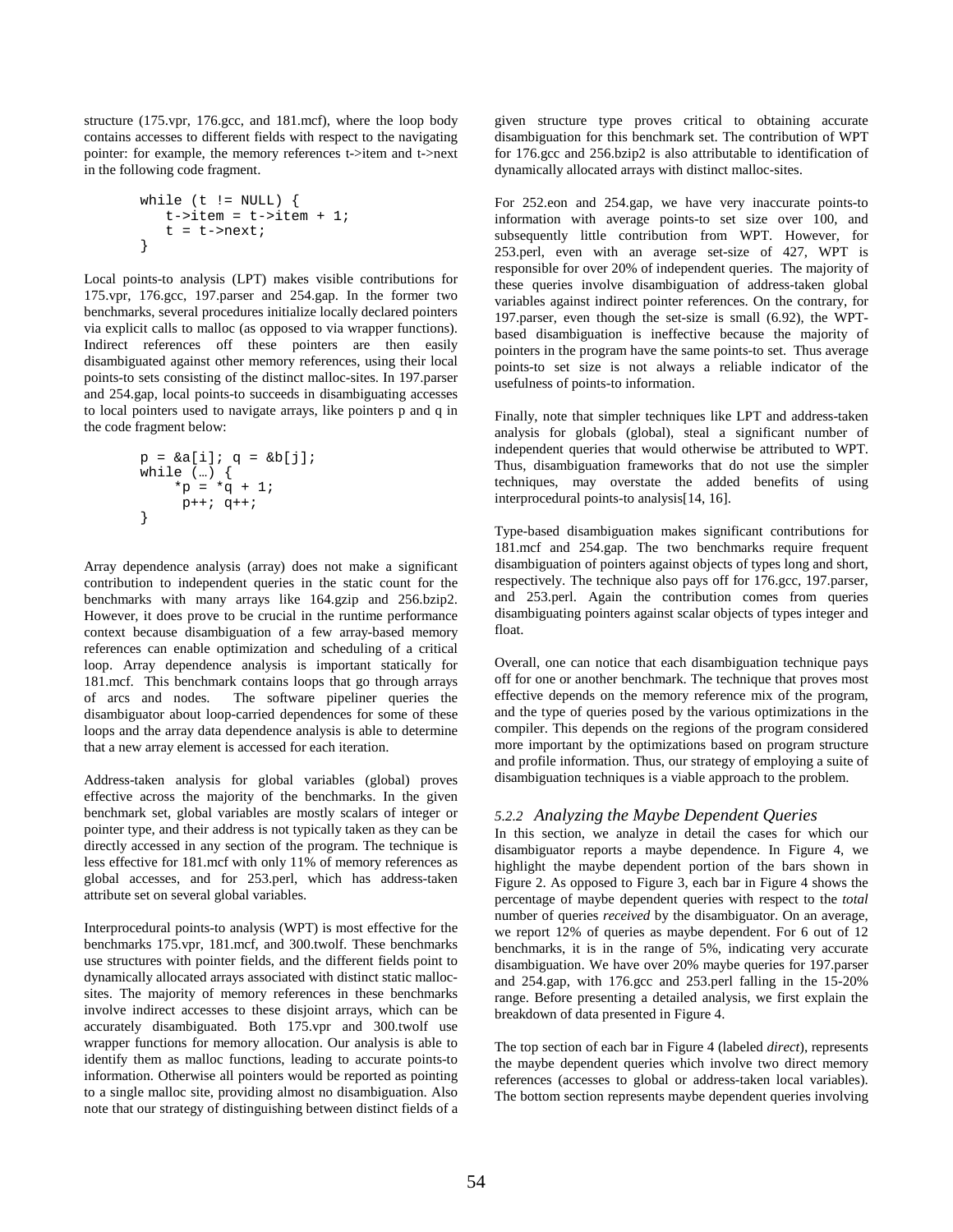structure (175.vpr, 176.gcc, and 181.mcf), where the loop body contains accesses to different fields with respect to the navigating pointer: for example, the memory references t->item and t->next in the following code fragment.

```
while (t != NULL) {
   t->item = t->item + 1;
   t = t->next;
}
```

Local points-to analysis (LPT) makes visible contributions for 175.vpr, 176.gcc, 197.parser and 254.gap. In the former two benchmarks, several procedures initialize locally declared pointers via explicit calls to malloc (as opposed to via wrapper functions). Indirect references off these pointers are then easily disambiguated against other memory references, using their local points-to sets consisting of the distinct malloc-sites. In 197.parser and 254.gap, local points-to succeeds in disambiguating accesses to local pointers used to navigate arrays, like pointers p and q in the code fragment below:

```
p = &a[i]; q = &b[j];
while (…) {
    *p = *q + 1;
     p++; q++;
}
```

Array dependence analysis (array) does not make a significant contribution to independent queries in the static count for the benchmarks with many arrays like 164.gzip and 256.bzip2. However, it does prove to be crucial in the runtime performance context because disambiguation of a few array-based memory references can enable optimization and scheduling of a critical loop. Array dependence analysis is important statically for 181.mcf. This benchmark contains loops that go through arrays of arcs and nodes. The software pipeliner queries the disambiguator about loop-carried dependences for some of these loops and the array data dependence analysis is able to determine that a new array element is accessed for each iteration.

Address-taken analysis for global variables (global) proves effective across the majority of the benchmarks. In the given benchmark set, global variables are mostly scalars of integer or pointer type, and their address is not typically taken as they can be directly accessed in any section of the program. The technique is less effective for 181.mcf with only 11% of memory references as global accesses, and for 253.perl, which has address-taken attribute set on several global variables.

Interprocedural points-to analysis (WPT) is most effective for the benchmarks 175.vpr, 181.mcf, and 300.twolf. These benchmarks use structures with pointer fields, and the different fields point to dynamically allocated arrays associated with distinct static malloc-sites. The majority of memory references in these benchmarks involve indirect accesses to these disjoint arrays, which can be accurately disambiguated. Both 175.vpr and 300.twolf use wrapper functions for memory allocation. Our analysis is able to identify them as malloc functions, leading to accurate points-to information. Otherwise all pointers would be reported as pointing to a single malloc site, providing almost no disambiguation. Also note that our strategy of distinguishing between distinct fields of a given structure type proves critical to obtaining accurate disambiguation for this benchmark set. The contribution of WPT for 176.gcc and 256.bzip2 is also attributable to identification of dynamically allocated arrays with distinct malloc-sites.

For 252.eon and 254.gap, we have very inaccurate points-to information with average points-to set size over 100, and subsequently little contribution from WPT. However, for 253.perl, even with an average set-size of 427, WPT is responsible for over 20% of independent queries. The majority of these queries involve disambiguation of address-taken global variables against indirect pointer references. On the contrary, for 197.parser, even though the set-size is small (6.92), the WPT-based disambiguation is ineffective because the majority of pointers in the program have the same points-to set. Thus average points-to set size is not always a reliable indicator of the usefulness of points-to information.

Finally, note that simpler techniques like LPT and address-taken analysis for globals (global), steal a significant number of independent queries that would otherwise be attributed to WPT. Thus, disambiguation frameworks that do not use the simpler techniques, may overstate the added benefits of using interprocedural points-to analysis[14, 16].

Type-based disambiguation makes significant contributions for 181.mcf and 254.gap. The two benchmarks require frequent disambiguation of pointers against objects of types long and short, respectively. The technique also pays off for 176.gcc, 197.parser, and 253.perl. Again the contribution comes from queries disambiguating pointers against scalar objects of types integer and float.

Overall, one can notice that each disambiguation technique pays off for one or another benchmark. The technique that proves most effective depends on the memory reference mix of the program, and the type of queries posed by the various optimizations in the compiler. This depends on the regions of the program considered more important by the optimizations based on program structure and profile information. Thus, our strategy of employing a suite of disambiguation techniques is a viable approach to the problem.

### *5.2.2 Analyzing the Maybe Dependent Queries*

In this section, we analyze in detail the cases for which our disambiguator reports a maybe dependence. In Figure 4, we highlight the maybe dependent portion of the bars shown in Figure 2. As opposed to Figure 3, each bar in Figure 4 shows the percentage of maybe dependent queries with respect to the *total* number of queries *received* by the disambiguator. On an average, we report 12% of queries as maybe dependent. For 6 out of 12 benchmarks, it is in the range of 5%, indicating very accurate disambiguation. We have over 20% maybe queries for 197.parser and 254.gap, with 176.gcc and 253.perl falling in the 15-20% range. Before presenting a detailed analysis, we first explain the breakdown of data presented in Figure 4.

The top section of each bar in Figure 4 (labeled *direct*), represents the maybe dependent queries which involve two direct memory references (accesses to global or address-taken local variables). The bottom section represents maybe dependent queries involving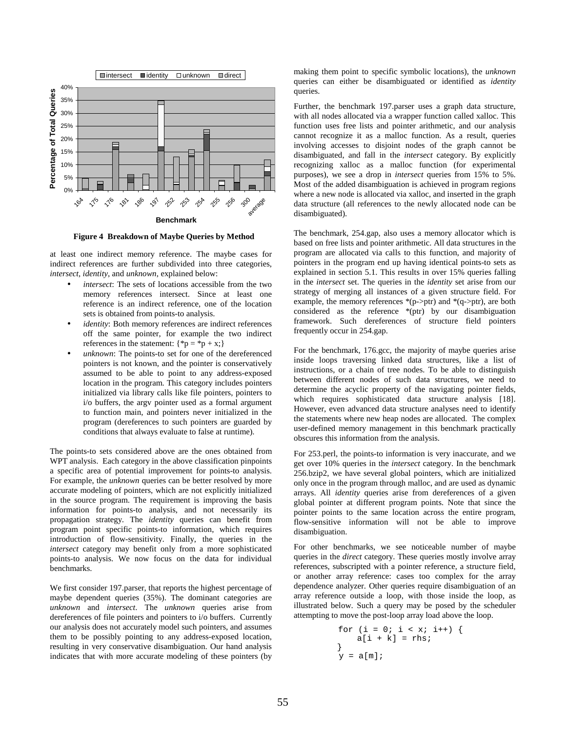Figure 4 Breakdown of Maybe Queries by Method

at least one indirect memory reference. The maybe cases for indirect references are further subdivided into three categories, *intersect*, *identity*, and *unknown*, explained below:

- *intersect*: The sets of locations accessible from the two memory references intersect. Since at least one reference is an indirect reference, one of the location sets is obtained from points-to analysis.
- *identity*: Both memory references are indirect references off the same pointer, for example the two indirect references in the statement: {*p = *p + x;}
- *unknown*: The points-to set for one of the dereferenced pointers is not known, and the pointer is conservatively assumed to be able to point to any address-exposed location in the program. This category includes pointers initialized via library calls like file pointers, pointers to i/o buffers, the argv pointer used as a formal argument to function main, and pointers never initialized in the program (dereferences to such pointers are guarded by conditions that always evaluate to false at runtime).

The points-to sets considered above are the ones obtained from WPT analysis. Each category in the above classification pinpoints a specific area of potential improvement for points-to analysis. For example, the *unknown* queries can be better resolved by more accurate modeling of pointers, which are not explicitly initialized in the source program. The requirement is improving the basis information for points-to analysis, and not necessarily its propagation strategy. The *identity* queries can benefit from program point specific points-to information, which requires introduction of flow-sensitivity. Finally, the queries in the *intersect* category may benefit only from a more sophisticated points-to analysis. We now focus on the data for individual benchmarks.

We first consider 197.parser, that reports the highest percentage of maybe dependent queries (35%). The dominant categories are *unknown* and *intersect*. The *unknown* queries arise from dereferences of file pointers and pointers to i/o buffers. Currently our analysis does not accurately model such pointers, and assumes them to be possibly pointing to any address-exposed location, resulting in very conservative disambiguation. Our hand analysis indicates that with more accurate modeling of these pointers (by making them point to specific symbolic locations), the *unknown* queries can either be disambiguated or identified as *identity* queries.

Further, the benchmark 197.parser uses a graph data structure, with all nodes allocated via a wrapper function called xalloc. This function uses free lists and pointer arithmetic, and our analysis cannot recognize it as a malloc function. As a result, queries involving accesses to disjoint nodes of the graph cannot be disambiguated, and fall in the *intersect* category. By explicitly recognizing xalloc as a malloc function (for experimental purposes), we see a drop in *intersect* queries from 15% to 5%. Most of the added disambiguation is achieved in program regions where a new node is allocated via xalloc, and inserted in the graph data structure (all references to the newly allocated node can be disambiguated).

The benchmark, 254.gap, also uses a memory allocator which is based on free lists and pointer arithmetic. All data structures in the program are allocated via calls to this function, and majority of pointers in the program end up having identical points-to sets as explained in section 5.1. This results in over 15% queries falling in the *intersect* set. The queries in the *identity* set arise from our strategy of merging all instances of a given structure field. For example, the memory references *(p->ptr) and *(q->ptr), are both considered as the reference *(ptr) by our disambiguation framework. Such dereferences of structure field pointers frequently occur in 254.gap.

For the benchmark, 176.gcc, the majority of maybe queries arise inside loops traversing linked data structures, like a list of instructions, or a chain of tree nodes. To be able to distinguish between different nodes of such data structures, we need to determine the acyclic property of the navigating pointer fields, which requires sophisticated data structure analysis [18]. However, even advanced data structure analyses need to identify the statements where new heap nodes are allocated. The complex user-defined memory management in this benchmark practically obscures this information from the analysis.

For 253.perl, the points-to information is very inaccurate, and we get over 10% queries in the *intersect* category. In the benchmark 256.bzip2, we have several global pointers, which are initialized only once in the program through malloc, and are used as dynamic arrays. All *identity* queries arise from dereferences of a given global pointer at different program points. Note that since the pointer points to the same location across the entire program, flow-sensitive information will not be able to improve disambiguation.

For other benchmarks, we see noticeable number of maybe queries in the *direct* category. These queries mostly involve array references, subscripted with a pointer reference, a structure field, or another array reference: cases too complex for the array dependence analyzer. Other queries require disambiguation of an array reference outside a loop, with those inside the loop, as illustrated below. Such a query may be posed by the scheduler attempting to move the post-loop array load above the loop.

```
for (i = 0; i < x; i++) {
    a[i + k] = rhs;
}
y = a[m];
```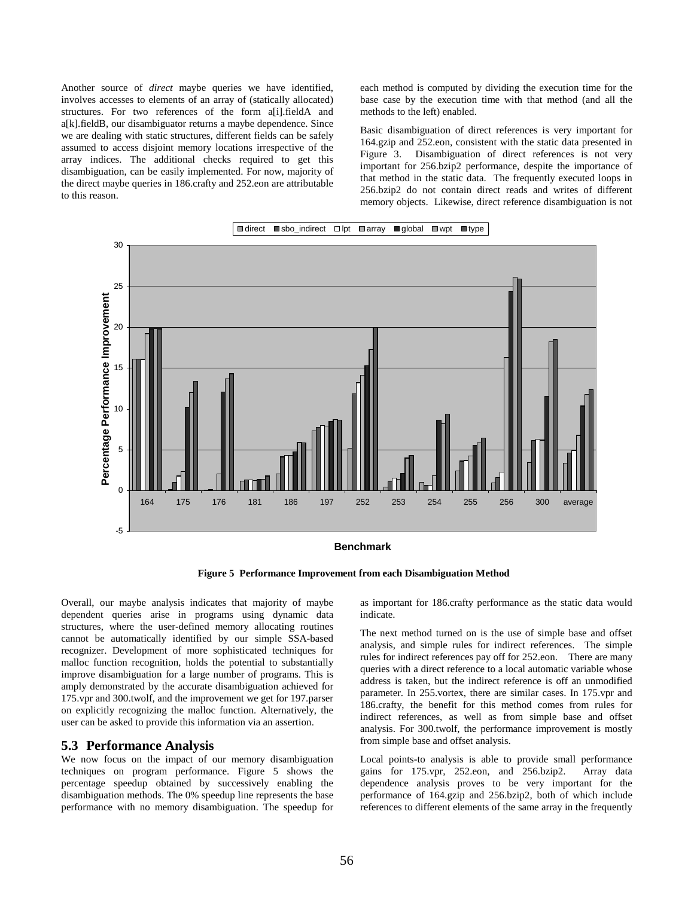Another source of *direct* maybe queries we have identified, involves accesses to elements of an array of (statically allocated) structures. For two references of the form a[i].fieldA and a[k].fieldB, our disambiguator returns a maybe dependence. Since we are dealing with static structures, different fields can be safely assumed to access disjoint memory locations irrespective of the array indices. The additional checks required to get this disambiguation, can be easily implemented. For now, majority of the direct maybe queries in 186.crafty and 252.eon are attributable to this reason.

Overall, our maybe analysis indicates that majority of maybe dependent queries arise in programs using dynamic data structures, where the user-defined memory allocating routines cannot be automatically identified by our simple SSA-based recognizer. Development of more sophisticated techniques for malloc function recognition, holds the potential to substantially improve disambiguation for a large number of programs. This is amply demonstrated by the accurate disambiguation achieved for 175.vpr and 300.twolf, and the improvement we get for 197.parser on explicitly recognizing the malloc function. Alternatively, the user can be asked to provide this information via an assertion.

## 5.3 Performance Analysis

We now focus on the impact of our memory disambiguation techniques on program performance. Figure 5 shows the percentage speedup obtained by successively enabling the disambiguation methods. The 0% speedup line represents the base performance with no memory disambiguation. The speedup for each method is computed by dividing the execution time for the base case by the execution time with that method (and all the methods to the left) enabled.

Basic disambiguation of direct references is very important for 164.gzip and 252.eon, consistent with the static data presented in Figure 3. Disambiguation of direct references is not very important for 256.bzip2 performance, despite the importance of that method in the static data. The frequently executed loops in 256.bzip2 do not contain direct reads and writes of different memory objects. Likewise, direct reference disambiguation is not as important for 186.crafty performance as the static data would indicate.

**Figure 5 Performance Improvement from each Disambiguation Method**

The next method turned on is the use of simple base and offset analysis, and simple rules for indirect references. The simple rules for indirect references pay off for 252.eon. There are many queries with a direct reference to a local automatic variable whose address is taken, but the indirect reference is off an unmodified parameter. In 255.vortex, there are similar cases. In 175.vpr and 186.crafty, the benefit for this method comes from rules for indirect references, as well as from simple base and offset analysis. For 300.twolf, the performance improvement is mostly from simple base and offset analysis.

Local points-to analysis is able to provide small performance gains for 175.vpr, 252.eon, and 256.bzip2. Array data dependence analysis proves to be very important for the performance of 164.gzip and 256.bzip2, both of which include references to different elements of the same array in the frequently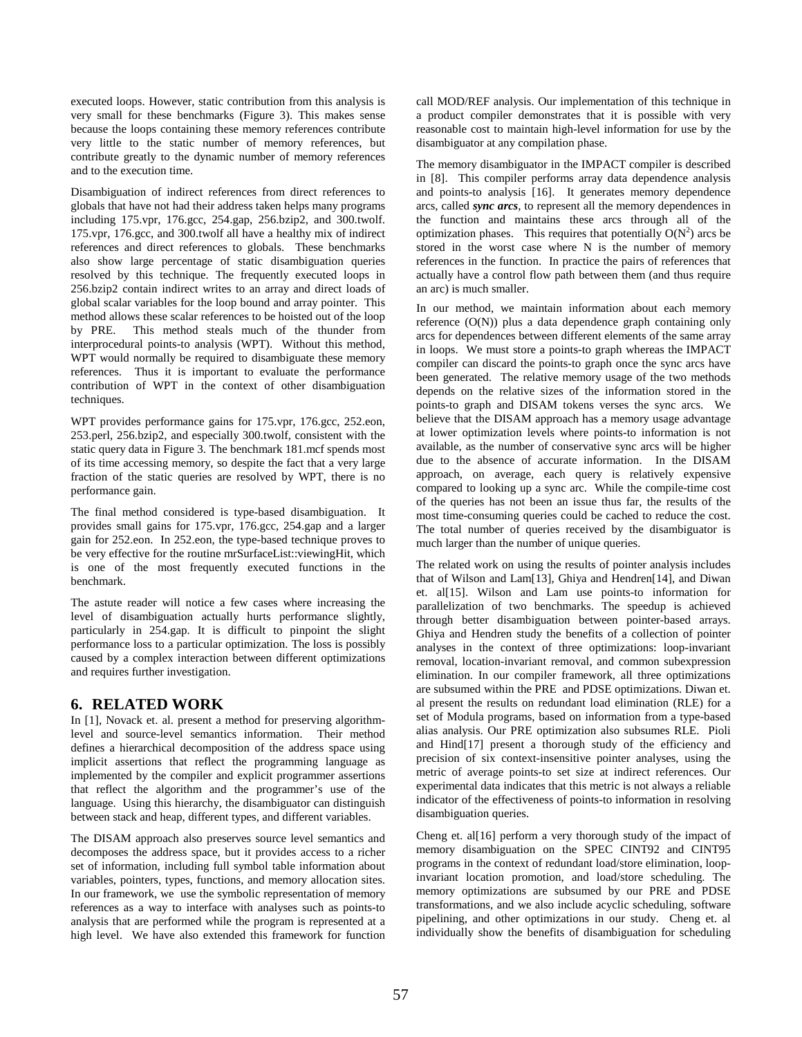executed loops. However, static contribution from this analysis is very small for these benchmarks (Figure 3). This makes sense because the loops containing these memory references contribute very little to the static number of memory references, but contribute greatly to the dynamic number of memory references and to the execution time.

Disambiguation of indirect references from direct references to globals that have not had their address taken helps many programs including 175.vpr, 176.gcc, 254.gap, 256.bzip2, and 300.twolf. 175.vpr, 176.gcc, and 300.twolf all have a healthy mix of indirect references and direct references to globals. These benchmarks also show large percentage of static disambiguation queries resolved by this technique. The frequently executed loops in 256.bzip2 contain indirect writes to an array and direct loads of global scalar variables for the loop bound and array pointer. This method allows these scalar references to be hoisted out of the loop by PRE. This method steals much of the thunder from interprocedural points-to analysis (WPT). Without this method, WPT would normally be required to disambiguate these memory references. Thus it is important to evaluate the performance contribution of WPT in the context of other disambiguation techniques.

WPT provides performance gains for 175.vpr, 176.gcc, 252.eon, 253.perl, 256.bzip2, and especially 300.twolf, consistent with the static query data in Figure 3. The benchmark 181.mcf spends most of its time accessing memory, so despite the fact that a very large fraction of the static queries are resolved by WPT, there is no performance gain.

The final method considered is type-based disambiguation. It provides small gains for 175.vpr, 176.gcc, 254.gap and a larger gain for 252.eon. In 252.eon, the type-based technique proves to be very effective for the routine mrSurfaceList::viewingHit, which is one of the most frequently executed functions in the benchmark.

The astute reader will notice a few cases where increasing the level of disambiguation actually hurts performance slightly, particularly in 254.gap. It is difficult to pinpoint the slight performance loss to a particular optimization. The loss is possibly caused by a complex interaction between different optimizations and requires further investigation.

## 6. RELATED WORK

In [1], Novack et. al. present a method for preserving algorithm-level and source-level semantics information. Their method defines a hierarchical decomposition of the address space using implicit assertions that reflect the programming language as implemented by the compiler and explicit programmer assertions that reflect the algorithm and the programmer's use of the language. Using this hierarchy, the disambiguator can distinguish between stack and heap, different types, and different variables.

The DISAM approach also preserves source level semantics and decomposes the address space, but it provides access to a richer set of information, including full symbol table information about variables, pointers, types, functions, and memory allocation sites. In our framework, we use the symbolic representation of memory references as a way to interface with analyses such as points-to analysis that are performed while the program is represented at a high level. We have also extended this framework for function call MOD/REF analysis. Our implementation of this technique in a product compiler demonstrates that it is possible with very reasonable cost to maintain high-level information for use by the disambiguator at any compilation phase.

The memory disambiguator in the IMPACT compiler is described in [8]. This compiler performs array data dependence analysis and points-to analysis [16]. It generates memory dependence arcs, called ***sync arcs***, to represent all the memory dependences in the function and maintains these arcs through all of the optimization phases. This requires that potentially $O(N^2)$ arcs be stored in the worst case where N is the number of memory references in the function. In practice the pairs of references that actually have a control flow path between them (and thus require an arc) is much smaller.

In our method, we maintain information about each memory reference ($O(N)$) plus a data dependence graph containing only arcs for dependences between different elements of the same array in loops. We must store a points-to graph whereas the IMPACT compiler can discard the points-to graph once the sync arcs have been generated. The relative memory usage of the two methods depends on the relative sizes of the information stored in the points-to graph and DISAM tokens verses the sync arcs. We believe that the DISAM approach has a memory usage advantage at lower optimization levels where points-to information is not available, as the number of conservative sync arcs will be higher due to the absence of accurate information. In the DISAM approach, on average, each query is relatively expensive compared to looking up a sync arc. While the compile-time cost of the queries has not been an issue thus far, the results of the most time-consuming queries could be cached to reduce the cost. The total number of queries received by the disambiguator is much larger than the number of unique queries.

The related work on using the results of pointer analysis includes that of Wilson and Lam[13], Ghiya and Hendren[14], and Diwan et. al[15]. Wilson and Lam use points-to information for parallelization of two benchmarks. The speedup is achieved through better disambiguation between pointer-based arrays. Ghiya and Hendren study the benefits of a collection of pointer analyses in the context of three optimizations: loop-invariant removal, location-invariant removal, and common subexpression elimination. In our compiler framework, all three optimizations are subsumed within the PRE and PDSE optimizations. Diwan et. al present the results on redundant load elimination (RLE) for a set of Modula programs, based on information from a type-based alias analysis. Our PRE optimization also subsumes RLE. Pioli and Hind[17] present a thorough study of the efficiency and precision of six context-insensitive pointer analyses, using the metric of average points-to set size at indirect references. Our experimental data indicates that this metric is not always a reliable indicator of the effectiveness of points-to information in resolving disambiguation queries.

Cheng et. al[16] perform a very thorough study of the impact of memory disambiguation on the SPEC CINT92 and CINT95 programs in the context of redundant load/store elimination, loop-invariant location promotion, and load/store scheduling. The memory optimizations are subsumed by our PRE and PDSE transformations, and we also include acyclic scheduling, software pipelining, and other optimizations in our study. Cheng et. al individually show the benefits of disambiguation for scheduling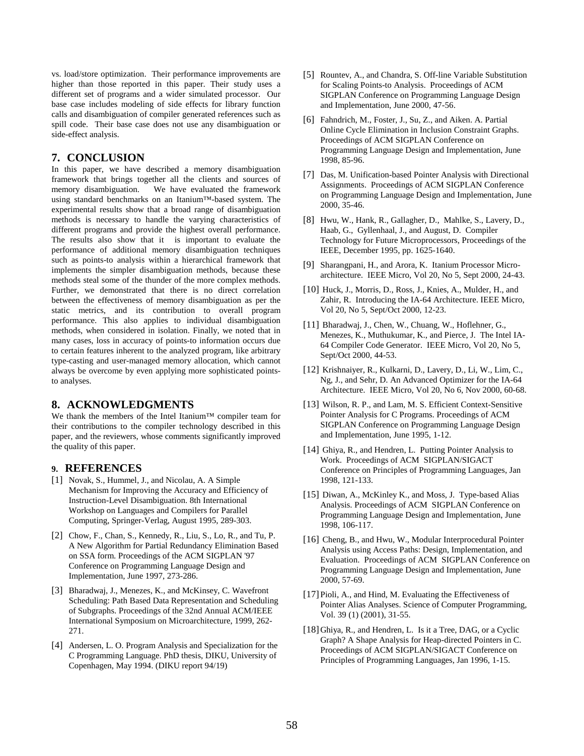vs. load/store optimization. Their performance improvements are higher than those reported in this paper. Their study uses a different set of programs and a wider simulated processor. Our base case includes modeling of side effects for library function calls and disambiguation of compiler generated references such as spill code. Their base case does not use any disambiguation or side-effect analysis.

## 7. CONCLUSION

In this paper, we have described a memory disambiguation framework that brings together all the clients and sources of memory disambiguation. We have evaluated the framework using standard benchmarks on an Itanium™-based system. The experimental results show that a broad range of disambiguation methods is necessary to handle the varying characteristics of different programs and provide the highest overall performance. The results also show that it is important to evaluate the performance of additional memory disambiguation techniques such as points-to analysis within a hierarchical framework that implements the simpler disambiguation methods, because these methods steal some of the thunder of the more complex methods. Further, we demonstrated that there is no direct correlation between the effectiveness of memory disambiguation as per the static metrics, and its contribution to overall program performance. This also applies to individual disambiguation methods, when considered in isolation. Finally, we noted that in many cases, loss in accuracy of points-to information occurs due to certain features inherent to the analyzed program, like arbitrary type-casting and user-managed memory allocation, which cannot always be overcome by even applying more sophisticated points-to analyses.

## 8. ACKNOWLEDGMENTS

We thank the members of the Intel Itanium™ compiler team for their contributions to the compiler technology described in this paper, and the reviewers, whose comments significantly improved the quality of this paper.

## 9. REFERENCES

[1] Novak, S., Hummel, J., and Nicolau, A. A Simple Mechanism for Improving the Accuracy and Efficiency of Instruction-Level Disambiguation. 8th International Workshop on Languages and Compilers for Parallel Computing, Springer-Verlag, August 1995, 289-303.

[2] Chow, F., Chan, S., Kennedy, R., Liu, S., Lo, R., and Tu, P. A New Algorithm for Partial Redundancy Elimination Based on SSA form. Proceedings of the ACM SIGPLAN '97 Conference on Programming Language Design and Implementation, June 1997, 273-286.

[3] Bharadwaj, J., Menezes, K., and McKinsey, C. Wavefront Scheduling: Path Based Data Representation and Scheduling of Subgraphs. Proceedings of the 32nd Annual ACM/IEEE International Symposium on Microarchitecture, 1999, 262-271.

[4] Andersen, L. O. Program Analysis and Specialization for the C Programming Language. PhD thesis, DIKU, University of Copenhagen, May 1994. (DIKU report 94/19)

[5] Rountev, A., and Chandra, S. Off-line Variable Substitution for Scaling Points-to Analysis. Proceedings of ACM SIGPLAN Conference on Programming Language Design and Implementation, June 2000, 47-56.

[6] Fahndrich, M., Foster, J., Su, Z., and Aiken. A. Partial Online Cycle Elimination in Inclusion Constraint Graphs. Proceedings of ACM SIGPLAN Conference on Programming Language Design and Implementation, June 1998, 85-96.

[7] Das, M. Unification-based Pointer Analysis with Directional Assignments. Proceedings of ACM SIGPLAN Conference on Programming Language Design and Implementation, June 2000, 35-46.

[8] Hwu, W., Hank, R., Gallagher, D., Mahlke, S., Lavery, D., Haab, G., Gyllenhaal, J., and August, D. Compiler Technology for Future Microprocessors, Proceedings of the IEEE, December 1995, pp. 1625-1640.

[9] Sharangpani, H., and Arora, K. Itanium Processor Micro-architecture. IEEE Micro, Vol 20, No 5, Sept 2000, 24-43.

[10] Huck, J., Morris, D., Ross, J., Knies, A., Mulder, H., and Zahir, R. Introducing the IA-64 Architecture. IEEE Micro, Vol 20, No 5, Sept/Oct 2000, 12-23.

[11] Bharadwaj, J., Chen, W., Chuang, W., Hoflehner, G., Menezes, K., Muthukumar, K., and Pierce, J. The Intel IA-64 Compiler Code Generator. IEEE Micro, Vol 20, No 5, Sept/Oct 2000, 44-53.

[12] Krishnaiyer, R., Kulkarni, D., Lavery, D., Li, W., Lim, C., Ng, J., and Sehr, D. An Advanced Optimizer for the IA-64 Architecture. IEEE Micro, Vol 20, No 6, Nov 2000, 60-68.

[13] Wilson, R. P., and Lam, M. S. Efficient Context-Sensitive Pointer Analysis for C Programs. Proceedings of ACM SIGPLAN Conference on Programming Language Design and Implementation, June 1995, 1-12.

[14] Ghiya, R., and Hendren, L. Putting Pointer Analysis to Work. Proceedings of ACM SIGPLAN/SIGACT Conference on Principles of Programming Languages, Jan 1998, 121-133.

[15] Diwan, A., McKinley K., and Moss, J. Type-based Alias Analysis. Proceedings of ACM SIGPLAN Conference on Programming Language Design and Implementation, June 1998, 106-117.

[16] Cheng, B., and Hwu, W., Modular Interprocedural Pointer Analysis using Access Paths: Design, Implementation, and Evaluation. Proceedings of ACM SIGPLAN Conference on Programming Language Design and Implementation, June 2000, 57-69.

[17] Pioli, A., and Hind, M. Evaluating the Effectiveness of Pointer Alias Analyses. Science of Computer Programming, Vol. 39 (1) (2001), 31-55.

[18] Ghiya, R., and Hendren, L. Is it a Tree, DAG, or a Cyclic Graph? A Shape Analysis for Heap-directed Pointers in C. Proceedings of ACM SIGPLAN/SIGACT Conference on Principles of Programming Languages, Jan 1996, 1-15.